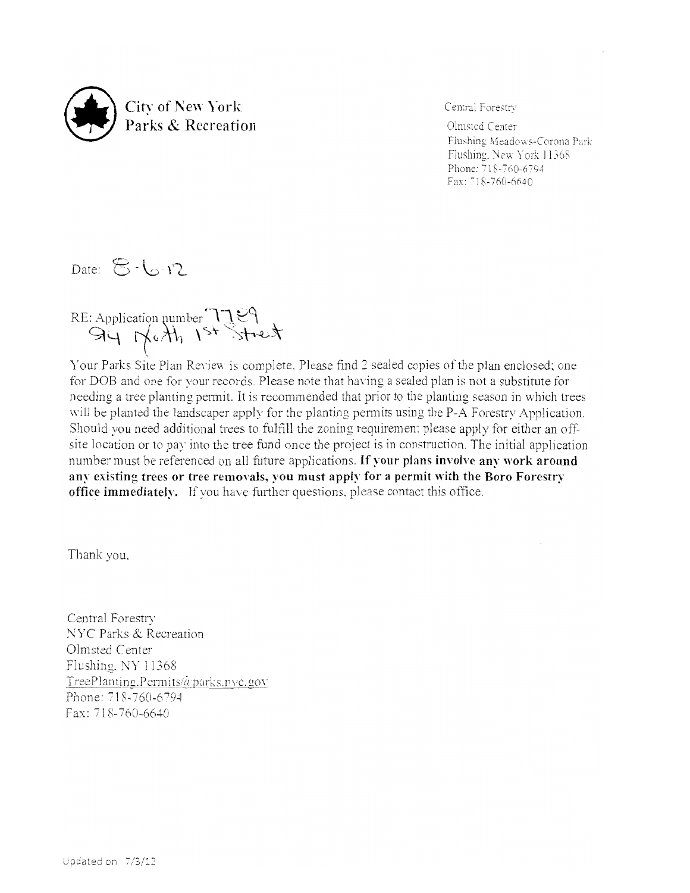City of New York
Parks & Recreation

Central Forestry
Olmsted Center
Flushing Meadows-Corona Park
Flushing, New York 11368
Phone: 718-760-6794
Fax: 718-760-6640

Date: 8-6-12

RE: Application number 7789
94 North 1st Street

Your Parks Site Plan Review is complete. Please find 2 sealed copies of the plan enclosed; one for DOB and one for your records. Please note that having a sealed plan is not a substitute for needing a tree planting permit. It is recommended that prior to the planting season in which trees will be planted the landscaper apply for the planting permits using the P-A Forestry Application. Should you need additional trees to fulfill the zoning requirement please apply for either an off-site location or to pay into the tree fund once the project is in construction. The initial application number must be referenced on all future applications. **If your plans involve any work around any existing trees or tree removals, you must apply for a permit with the Boro Forestry office immediately.** If you have further questions, please contact this office.

Thank you,

Central Forestry
NYC Parks & Recreation
Olmsted Center
Flushing, NY 11368
TreePlanting.Permits@parks.nyc.gov
Phone: 718-760-6794
Fax: 718-760-6640

Updated on 7/3/12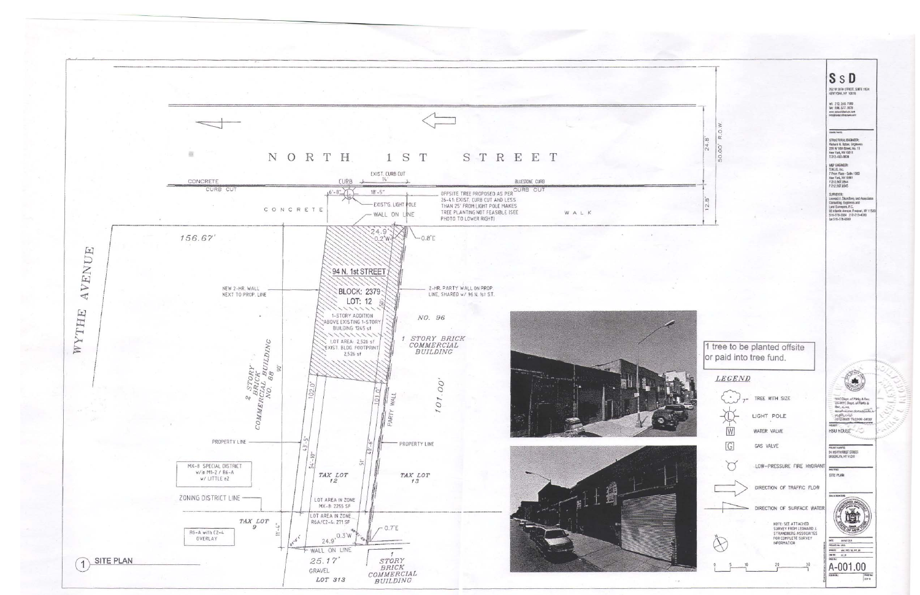# NORTH 1ST STREET

WYTHE AVENUE

CONCRETE CURB CUT

CURB

EXIST. CURB CUT 14'

BLUESTONE CURB CURB CUT

6'-8" 18'-5"

EXIST'G. LIGHT POLE

OFFSITE TREE PROPOSED AS PER 26-41: EXIST. CURB CUT AND LESS THAN 25' FROM LIGHT POLE MAKES TREE PLANTING NOT FEASIBLE (SEE PHOTO TO LOWER RIGHT)

CONCRETE WALK

WALL ON LINE

24.8'

50.00' R.O.W.

12.8'

156.67'

24.9' 0.2'W

0.8'E

**94 N. 1st STREET**

**BLOCK: 2379**

**LOT: 12**

1-STORY ADDITION ABOVE EXISTING 1-STORY BUILDING 1245 sf

LOT AREA: 2,526 sf

EXIST. BLDG FOOTPRINT 2,526 sf

NEW 2-HR. WALL NEXT TO PROP. LINE

2-HR. PARTY WALL ON PROP LINE, SHARED w/ 96 N. 1st ST.

NO. 96

1 STORY BRICK COMMERCIAL BUILDING

2 STORY BRICK COMMERCIAL BUILDING NO. 88

90'

102.0'

101.0'

101.00'

PARTY WALL

50'

PROPERTY LINE

43'-5"

54'-10"

51'

49'-6"

MX-8 SPECIAL DISTRICT w/in M1-2 / R6-A w/ LITTLE e2

ZONING DISTRICT LINE

TAX LOT 12

TAX LOT 13

LOT AREA IN ZONE MX-8: 2255 SF

LOT AREA IN ZONE R6A/C2-4: 271 SF

TAX LOT 9

11'-4"

R6-A with C2-4 OVERLAY

0.3'W

0.7'E

24.9'

WALL ON LINE

25.17'

GRAVEL

LOT 313

1 STORY BRICK COMMERCIAL BUILDING

1 SITE PLAN

1 tree to be planted offsite or paid into tree fund.

## LEGEND

- TREE WITH SIZE
- LIGHT POLE
- WATER VALVE
- GAS VALVE
- LOW-PRESSURE FIRE HYDRANT
- DIRECTION OF TRAFFIC FLOW
- DIRECTION OF SURFACE WATER

NOTE: SEE ATTACHED SURVEY FROM LEONARD J. STRANDBERG ASSOCIATES FOR COMPLETE SURVEY INFORMATION

0 5 10 20 30

**SsD**

252 W 38TH STREET, SUITE 1504
NEW YORK, NY 10018

STRUCTURAL ENGINEER:
Richard N. Bybee, Engineers
New York, NY 10011

M/P ENGINEER:
T.W.I.S. Inc.
7 Penn Plaza - Suite 1003
New York, NY 10001

SURVEYOR:
Leonard J. Strandberg and Associates
Consulting Engineers and Land Surveyors, P.C.
Freeport, NY 11520

HSU HOUSE

94 NORTH FIRST STREET
BROOKLYN, NY 11211

SITE PLAN

A-001.00